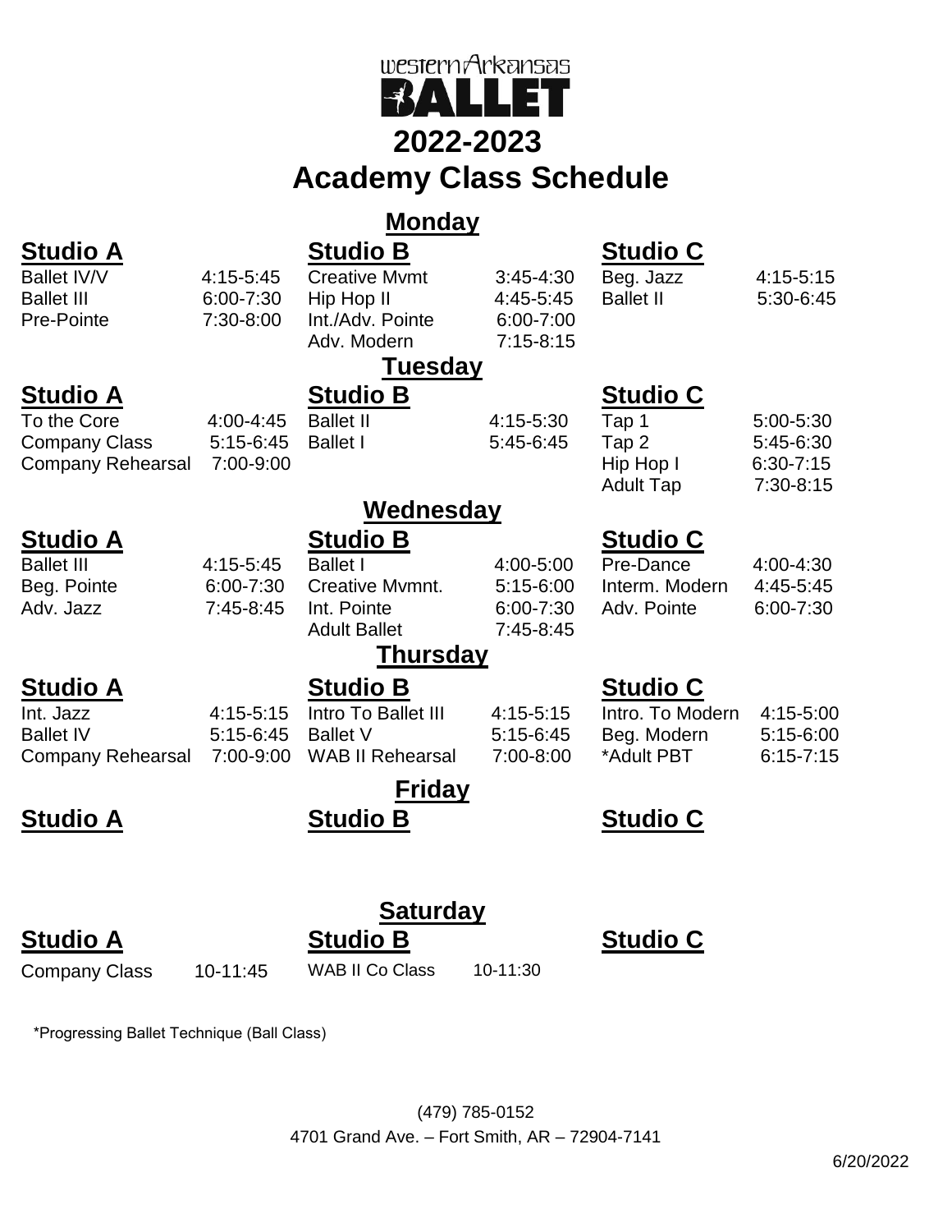# western Arkansas BALLET

# 2022-2023

# Academy Class Schedule

## Monday

| Studio A | | Studio B | | Studio C | |
|---|---|---|---|---|---|
| Ballet IV/V | 4:15-5:45 | Creative Mvmt | 3:45-4:30 | Beg. Jazz | 4:15-5:15 |
| Ballet III | 6:00-7:30 | Hip Hop II | 4:45-5:45 | Ballet II | 5:30-6:45 |
| Pre-Pointe | 7:30-8:00 | Int./Adv. Pointe | 6:00-7:00 | | |
| | | Adv. Modern | 7:15-8:15 | | |

## Tuesday

| Studio A | | Studio B | | Studio C | |
|---|---|---|---|---|---|
| To the Core | 4:00-4:45 | Ballet II | 4:15-5:30 | Tap 1 | 5:00-5:30 |
| Company Class | 5:15-6:45 | Ballet I | 5:45-6:45 | Tap 2 | 5:45-6:30 |
| Company Rehearsal | 7:00-9:00 | | | Hip Hop I | 6:30-7:15 |
| | | | | Adult Tap | 7:30-8:15 |

## Wednesday

| Studio A | | Studio B | | Studio C | |
|---|---|---|---|---|---|
| Ballet III | 4:15-5:45 | Ballet I | 4:00-5:00 | Pre-Dance | 4:00-4:30 |
| Beg. Pointe | 6:00-7:30 | Creative Mvmnt. | 5:15-6:00 | Interm. Modern | 4:45-5:45 |
| Adv. Jazz | 7:45-8:45 | Int. Pointe | 6:00-7:30 | Adv. Pointe | 6:00-7:30 |
| | | Adult Ballet | 7:45-8:45 | | |

## Thursday

| Studio A | | Studio B | | Studio C | |
|---|---|---|---|---|---|
| Int. Jazz | 4:15-5:15 | Intro To Ballet III | 4:15-5:15 | Intro. To Modern | 4:15-5:00 |
| Ballet IV | 5:15-6:45 | Ballet V | 5:15-6:45 | Beg. Modern | 5:15-6:00 |
| Company Rehearsal | 7:00-9:00 | WAB II Rehearsal | 7:00-8:00 | *Adult PBT | 6:15-7:15 |

## Friday

| Studio A | Studio B | Studio C |
|---|---|---|
| | | |

## Saturday

| Studio A | | Studio B | | Studio C |
|---|---|---|---|---|
| Company Class | 10-11:45 | WAB II Co Class | 10-11:30 | |

*Progressing Ballet Technique (Ball Class)

(479) 785-0152
4701 Grand Ave. – Fort Smith, AR – 72904-7141

6/20/2022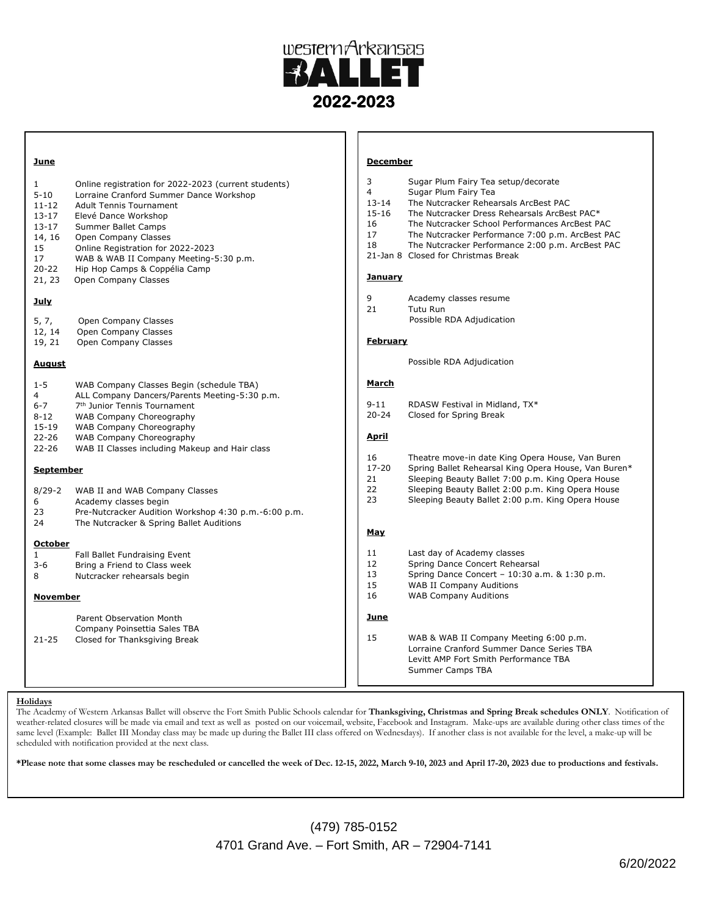# Western Arkansas BALLET

## 2022-2023

**June**

| | |
|---|---|
| 1 | Online registration for 2022-2023 (current students) |
| 5-10 | Lorraine Cranford Summer Dance Workshop |
| 11-12 | Adult Tennis Tournament |
| 13-17 | Elevé Dance Workshop |
| 13-17 | Summer Ballet Camps |
| 14, 16 | Open Company Classes |
| 15 | Online Registration for 2022-2023 |
| 17 | WAB & WAB II Company Meeting-5:30 p.m. |
| 20-22 | Hip Hop Camps & Coppélia Camp |
| 21, 23 | Open Company Classes |

**July**

| | |
|---|---|
| 5, 7, | Open Company Classes |
| 12, 14 | Open Company Classes |
| 19, 21 | Open Company Classes |

**August**

| | |
|---|---|
| 1-5 | WAB Company Classes Begin (schedule TBA) |
| 4 | ALL Company Dancers/Parents Meeting-5:30 p.m. |
| 6-7 | 7th Junior Tennis Tournament |
| 8-12 | WAB Company Choreography |
| 15-19 | WAB Company Choreography |
| 22-26 | WAB Company Choreography |
| 22-26 | WAB II Classes including Makeup and Hair class |

**September**

| | |
|---|---|
| 8/29-2 | WAB II and WAB Company Classes |
| 6 | Academy classes begin |
| 23 | Pre-Nutcracker Audition Workshop 4:30 p.m.-6:00 p.m. |
| 24 | The Nutcracker & Spring Ballet Auditions |

**October**

| | |
|---|---|
| 1 | Fall Ballet Fundraising Event |
| 3-6 | Bring a Friend to Class week |
| 8 | Nutcracker rehearsals begin |

**November**

| | |
|---|---|
| | Parent Observation Month |
| | Company Poinsettia Sales TBA |
| 21-25 | Closed for Thanksgiving Break |

**December**

| | |
|---|---|
| 3 | Sugar Plum Fairy Tea setup/decorate |
| 4 | Sugar Plum Fairy Tea |
| 13-14 | The Nutcracker Rehearsals ArcBest PAC |
| 15-16 | The Nutcracker Dress Rehearsals ArcBest PAC* |
| 16 | The Nutcracker School Performances ArcBest PAC |
| 17 | The Nutcracker Performance 7:00 p.m. ArcBest PAC |
| 18 | The Nutcracker Performance 2:00 p.m. ArcBest PAC |
| 21-Jan 8 | Closed for Christmas Break |

**January**

| | |
|---|---|
| 9 | Academy classes resume |
| 21 | Tutu Run |
| | Possible RDA Adjudication |

**February**

| | |
|---|---|
| | Possible RDA Adjudication |

**March**

| | |
|---|---|
| 9-11 | RDASW Festival in Midland, TX* |
| 20-24 | Closed for Spring Break |

**April**

| | |
|---|---|
| 16 | Theatre move-in date King Opera House, Van Buren |
| 17-20 | Spring Ballet Rehearsal King Opera House, Van Buren* |
| 21 | Sleeping Beauty Ballet 7:00 p.m. King Opera House |
| 22 | Sleeping Beauty Ballet 2:00 p.m. King Opera House |
| 23 | Sleeping Beauty Ballet 2:00 p.m. King Opera House |

**May**

| | |
|---|---|
| 11 | Last day of Academy classes |
| 12 | Spring Dance Concert Rehearsal |
| 13 | Spring Dance Concert – 10:30 a.m. & 1:30 p.m. |
| 15 | WAB II Company Auditions |
| 16 | WAB Company Auditions |

**June**

| | |
|---|---|
| 15 | WAB & WAB II Company Meeting 6:00 p.m. |
| | Lorraine Cranford Summer Dance Series TBA |
| | Levitt AMP Fort Smith Performance TBA |
| | Summer Camps TBA |

**Holidays**

The Academy of Western Arkansas Ballet will observe the Fort Smith Public Schools calendar for **Thanksgiving, Christmas and Spring Break schedules ONLY**. Notification of weather-related closures will be made via email and text as well as posted on our voicemail, website, Facebook and Instagram. Make-ups are available during other class times of the same level (Example: Ballet III Monday class may be made up during the Ballet III class offered on Wednesdays). If another class is not available for the level, a make-up will be scheduled with notification provided at the next class.

**\*Please note that some classes may be rescheduled or cancelled the week of Dec. 12-15, 2022, March 9-10, 2023 and April 17-20, 2023 due to productions and festivals.**

(479) 785-0152

4701 Grand Ave. – Fort Smith, AR – 72904-7141

6/20/2022